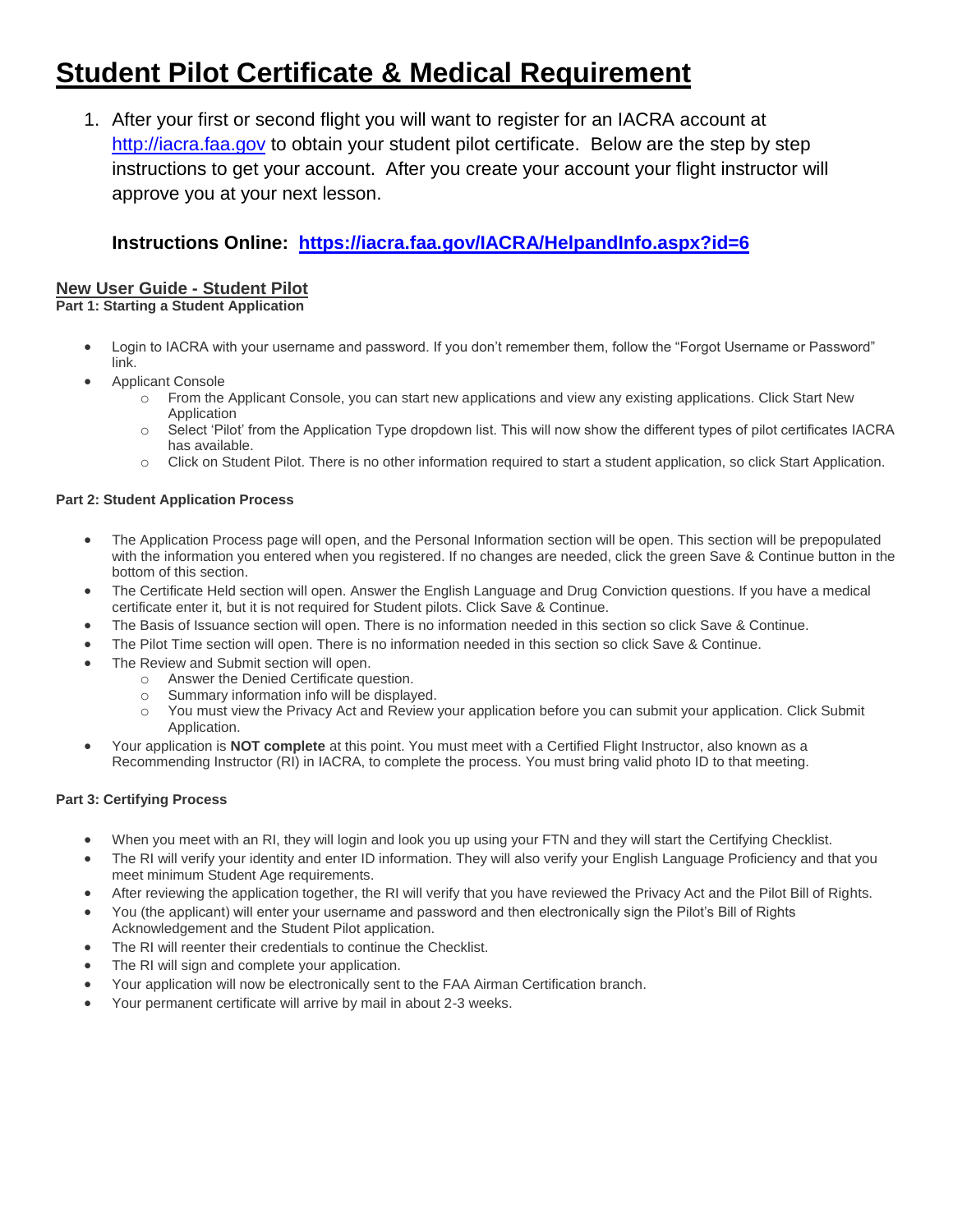# Student Pilot Certificate & Medical Requirement

1. After your first or second flight you will want to register for an IACRA account at [http://iacra.faa.gov](http://iacra.faa.gov) to obtain your student pilot certificate. Below are the step by step instructions to get your account. After you create your account your flight instructor will approve you at your next lesson.

   **Instructions Online: [https://iacra.faa.gov/IACRA/HelpandInfo.aspx?id=6](https://iacra.faa.gov/IACRA/HelpandInfo.aspx?id=6)**

## New User Guide - Student Pilot

**Part 1: Starting a Student Application**

- Login to IACRA with your username and password. If you don't remember them, follow the "Forgot Username or Password" link.
- Applicant Console
  - From the Applicant Console, you can start new applications and view any existing applications. Click Start New Application
  - Select 'Pilot' from the Application Type dropdown list. This will now show the different types of pilot certificates IACRA has available.
  - Click on Student Pilot. There is no other information required to start a student application, so click Start Application.

**Part 2: Student Application Process**

- The Application Process page will open, and the Personal Information section will be open. This section will be prepopulated with the information you entered when you registered. If no changes are needed, click the green Save & Continue button in the bottom of this section.
- The Certificate Held section will open. Answer the English Language and Drug Conviction questions. If you have a medical certificate enter it, but it is not required for Student pilots. Click Save & Continue.
- The Basis of Issuance section will open. There is no information needed in this section so click Save & Continue.
- The Pilot Time section will open. There is no information needed in this section so click Save & Continue.
- The Review and Submit section will open.
  - Answer the Denied Certificate question.
  - Summary information info will be displayed.
  - You must view the Privacy Act and Review your application before you can submit your application. Click Submit Application.
- Your application is **NOT complete** at this point. You must meet with a Certified Flight Instructor, also known as a Recommending Instructor (RI) in IACRA, to complete the process. You must bring valid photo ID to that meeting.

**Part 3: Certifying Process**

- When you meet with an RI, they will login and look you up using your FTN and they will start the Certifying Checklist.
- The RI will verify your identity and enter ID information. They will also verify your English Language Proficiency and that you meet minimum Student Age requirements.
- After reviewing the application together, the RI will verify that you have reviewed the Privacy Act and the Pilot Bill of Rights.
- You (the applicant) will enter your username and password and then electronically sign the Pilot's Bill of Rights Acknowledgement and the Student Pilot application.
- The RI will reenter their credentials to continue the Checklist.
- The RI will sign and complete your application.
- Your application will now be electronically sent to the FAA Airman Certification branch.
- Your permanent certificate will arrive by mail in about 2-3 weeks.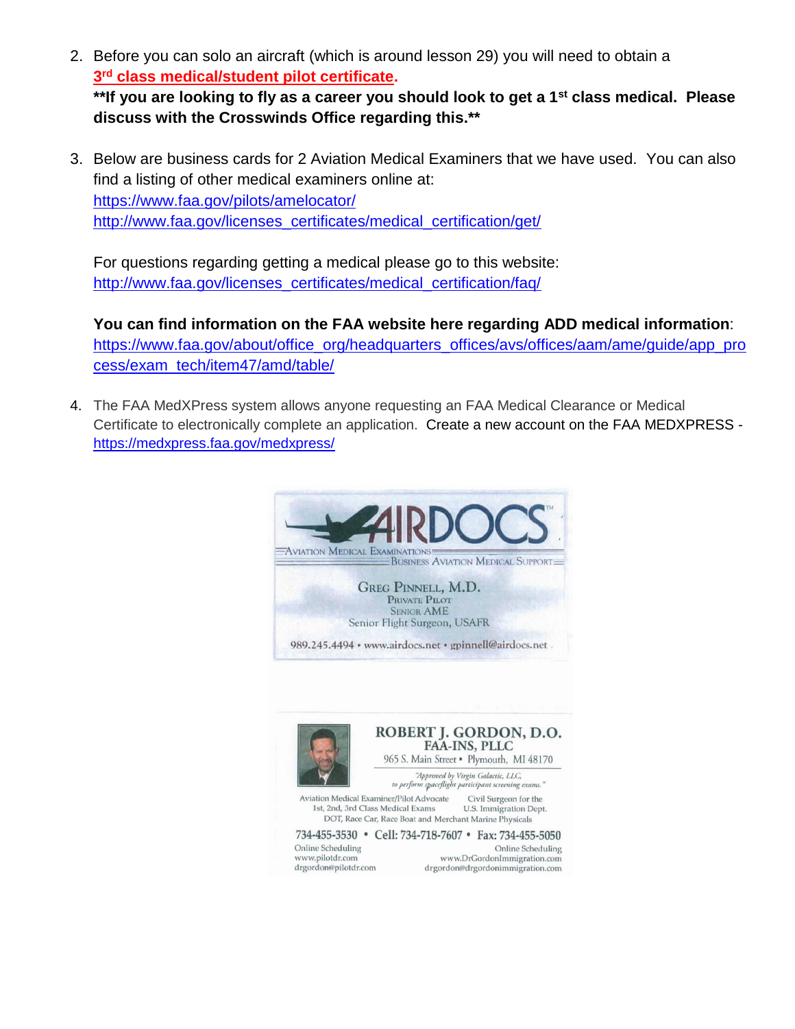2. Before you can solo an aircraft (which is around lesson 29) you will need to obtain a **3rd class medical/student pilot certificate.**
   **\*\*If you are looking to fly as a career you should look to get a 1st class medical. Please discuss with the Crosswinds Office regarding this.\*\***

3. Below are business cards for 2 Aviation Medical Examiners that we have used. You can also find a listing of other medical examiners online at:
   https://www.faa.gov/pilots/amelocator/
   http://www.faa.gov/licenses_certificates/medical_certification/get/

   For questions regarding getting a medical please go to this website:
   http://www.faa.gov/licenses_certificates/medical_certification/faq/

   **You can find information on the FAA website here regarding ADD medical information**:
   https://www.faa.gov/about/office_org/headquarters_offices/avs/offices/aam/ame/guide/app_process/exam_tech/item47/amd/table/

4. The FAA MedXPress system allows anyone requesting an FAA Medical Clearance or Medical Certificate to electronically complete an application. Create a new account on the FAA MEDXPRESS - https://medxpress.faa.gov/medxpress/

AIRDOCS™
AVIATION MEDICAL EXAMINATIONS
BUSINESS AVIATION MEDICAL SUPPORT

GREG PINNELL, M.D.
PRIVATE PILOT
SENIOR AME
Senior Flight Surgeon, USAFR

989.245.4494 • www.airdocs.net • gpinnell@airdocs.net

ROBERT J. GORDON, D.O.
FAA-INS, PLLC
965 S. Main Street • Plymouth, MI 48170

*"Approved by Virgin Galactic, LLC, to perform spaceflight participant screening exams."*

Aviation Medical Examiner/Pilot Advocate
1st, 2nd, 3rd Class Medical Exams

Civil Surgeon for the
U.S. Immigration Dept.

DOT, Race Car, Race Boat and Merchant Marine Physicals

734-455-3530 • Cell: 734-718-7607 • Fax: 734-455-5050

Online Scheduling
www.pilotdr.com
drgordon@pilotdr.com

Online Scheduling
www.DrGordonImmigration.com
drgordon@drgordonimmigration.com